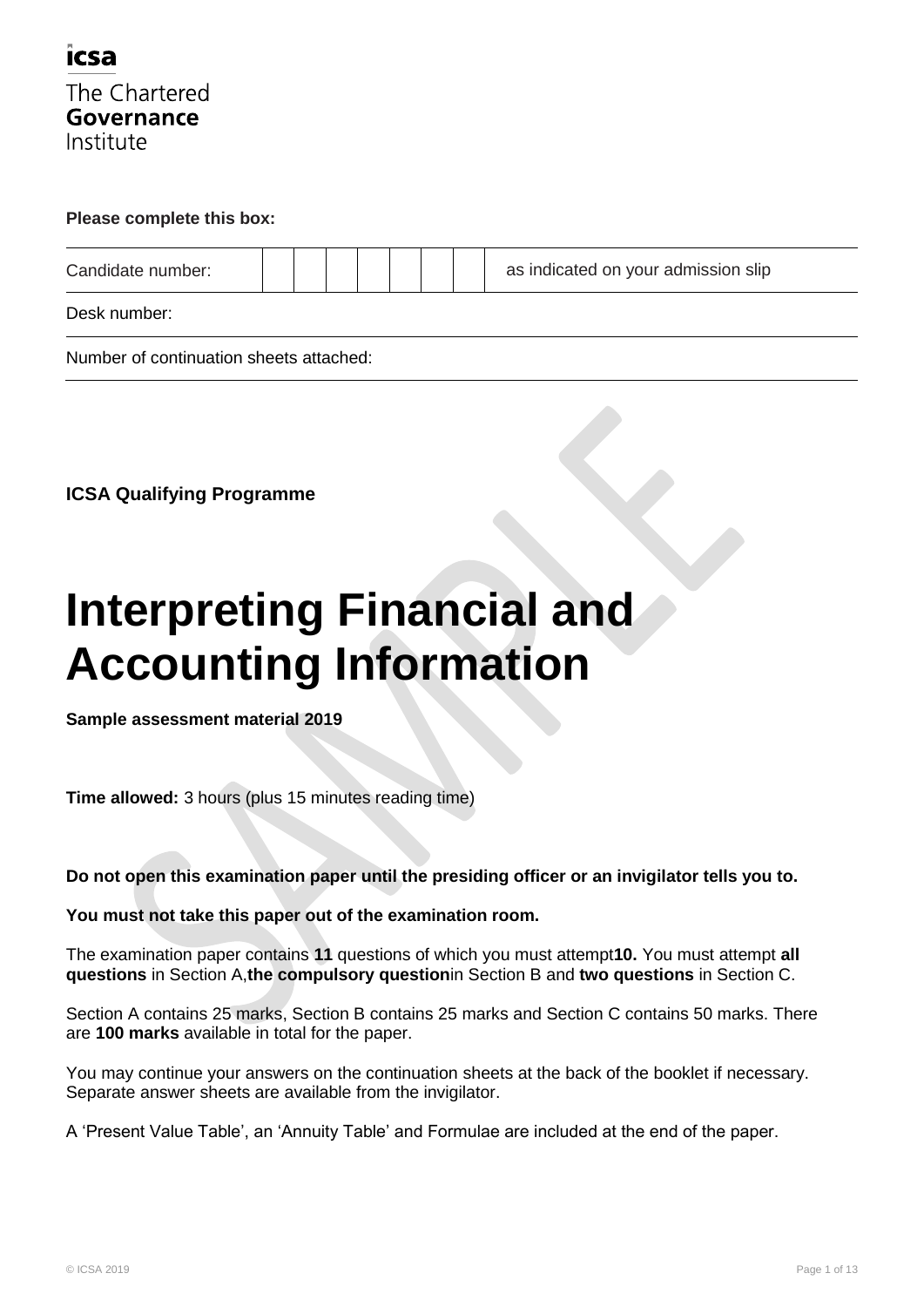**icsa**

The Chartered
**Governance**
Institute

**Please complete this box:**

| Candidate number: | | | | | | | | as indicated on your admission slip |
|---|---|---|---|---|---|---|---|---|
| Desk number: | | | | | | | | |
| Number of continuation sheets attached: | | | | | | | | |

**ICSA Qualifying Programme**

# Interpreting Financial and Accounting Information

**Sample assessment material 2019**

**Time allowed:** 3 hours (plus 15 minutes reading time)

**Do not open this examination paper until the presiding officer or an invigilator tells you to.**

**You must not take this paper out of the examination room.**

The examination paper contains **11** questions of which you must attempt **10.** You must attempt **all questions** in Section A, **the compulsory question** in Section B and **two questions** in Section C.

Section A contains 25 marks, Section B contains 25 marks and Section C contains 50 marks. There are **100 marks** available in total for the paper.

You may continue your answers on the continuation sheets at the back of the booklet if necessary. Separate answer sheets are available from the invigilator.

A 'Present Value Table', an 'Annuity Table' and Formulae are included at the end of the paper.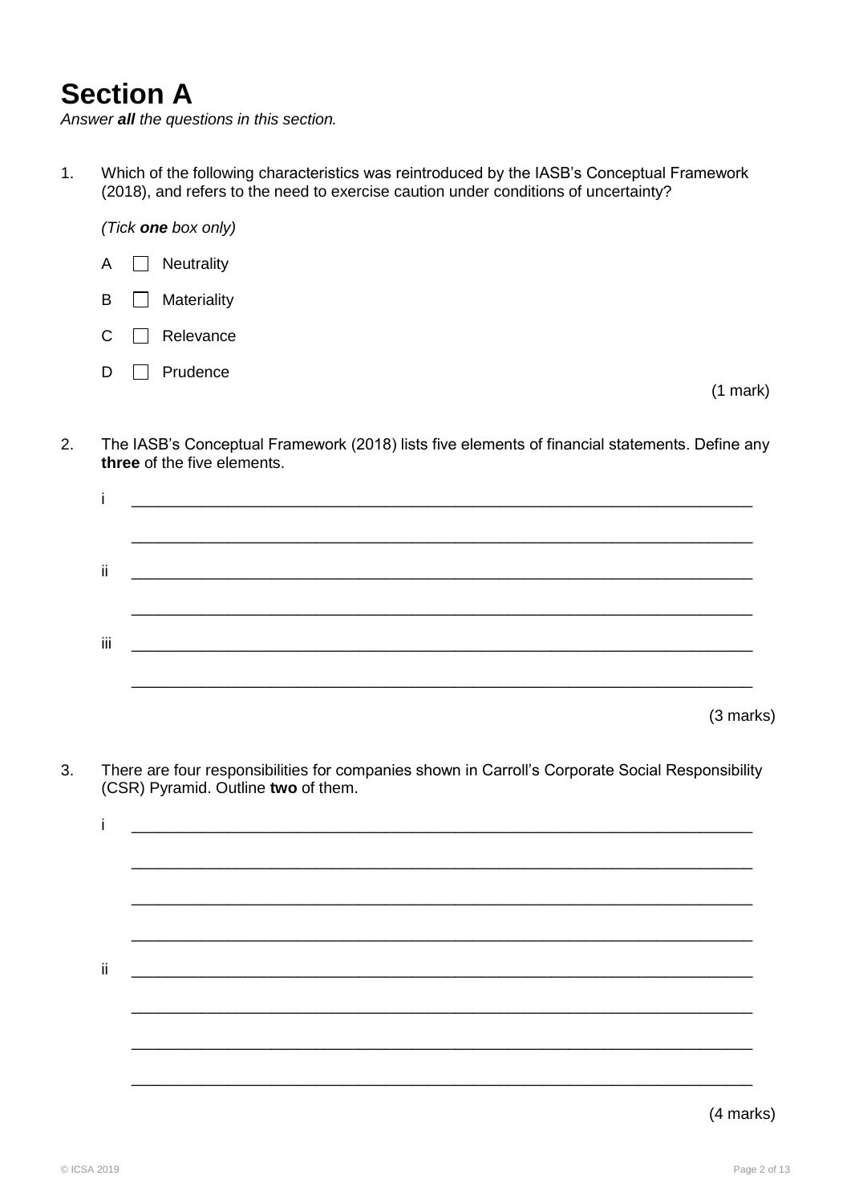# Section A

*Answer **all** the questions in this section.*

1. Which of the following characteristics was reintroduced by the IASB's Conceptual Framework (2018), and refers to the need to exercise caution under conditions of uncertainty?

   *(Tick **one** box only)*

   A ☐ Neutrality

   B ☐ Materiality

   C ☐ Relevance

   D ☐ Prudence

   (1 mark)

2. The IASB's Conceptual Framework (2018) lists five elements of financial statements. Define any **three** of the five elements.

   i ______________________________________________________________

   ______________________________________________________________

   ii ______________________________________________________________

   ______________________________________________________________

   iii ______________________________________________________________

   ______________________________________________________________

   (3 marks)

3. There are four responsibilities for companies shown in Carroll's Corporate Social Responsibility (CSR) Pyramid. Outline **two** of them.

   i ______________________________________________________________

   ______________________________________________________________

   ______________________________________________________________

   ______________________________________________________________

   ii ______________________________________________________________

   ______________________________________________________________

   ______________________________________________________________

   ______________________________________________________________

   (4 marks)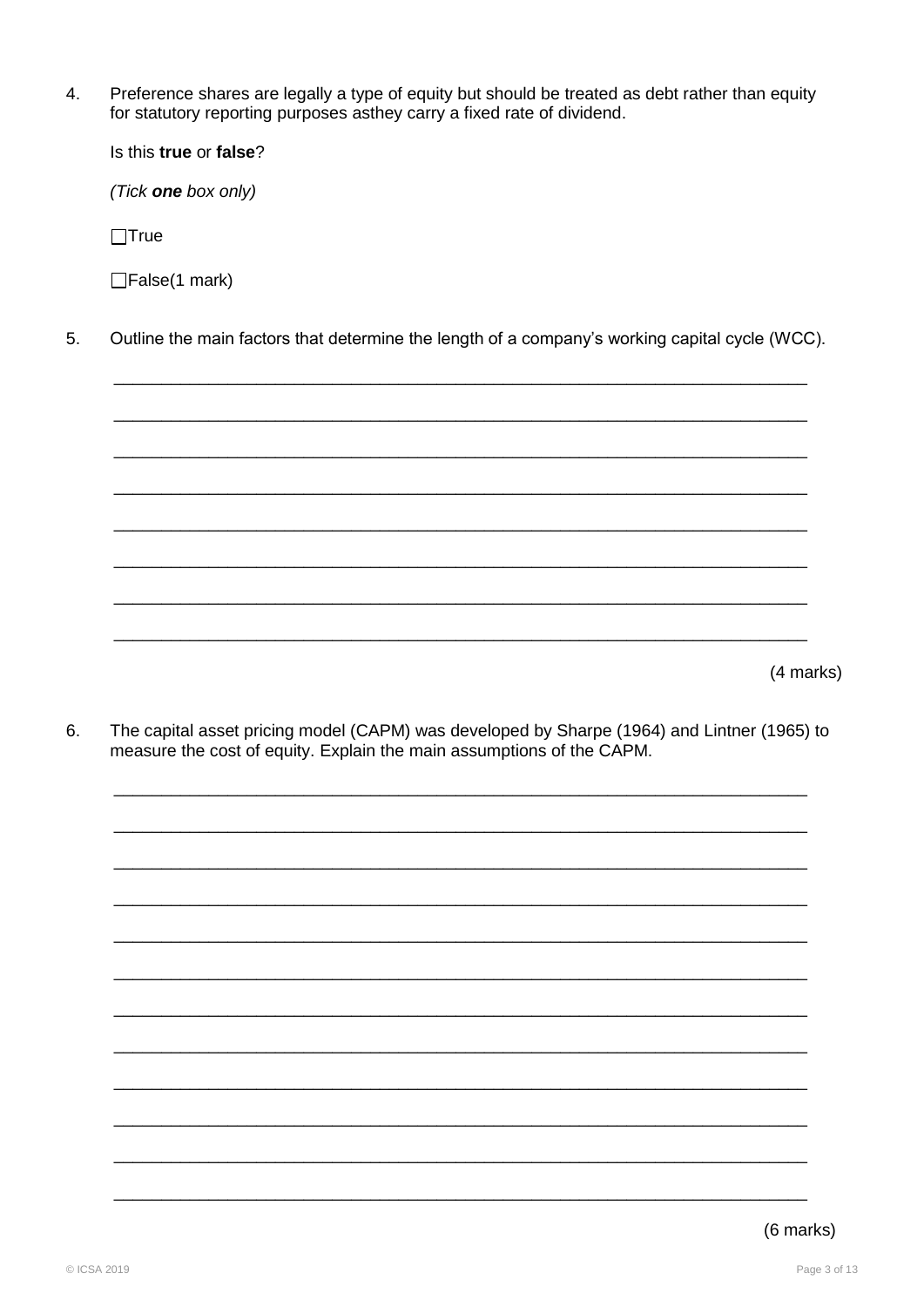4. Preference shares are legally a type of equity but should be treated as debt rather than equity for statutory reporting purposes asthey carry a fixed rate of dividend.

   Is this **true** or **false**?

   *(Tick **one** box only)*

   ☐True

   ☐False(1 mark)

5. Outline the main factors that determine the length of a company's working capital cycle (WCC).

   ___________________________________________________________________________

   ___________________________________________________________________________

   ___________________________________________________________________________

   ___________________________________________________________________________

   ___________________________________________________________________________

   ___________________________________________________________________________

   ___________________________________________________________________________

   ___________________________________________________________________________

   (4 marks)

6. The capital asset pricing model (CAPM) was developed by Sharpe (1964) and Lintner (1965) to measure the cost of equity. Explain the main assumptions of the CAPM.

   ___________________________________________________________________________

   ___________________________________________________________________________

   ___________________________________________________________________________

   ___________________________________________________________________________

   ___________________________________________________________________________

   ___________________________________________________________________________

   ___________________________________________________________________________

   ___________________________________________________________________________

   ___________________________________________________________________________

   ___________________________________________________________________________

   ___________________________________________________________________________

   ___________________________________________________________________________

   (6 marks)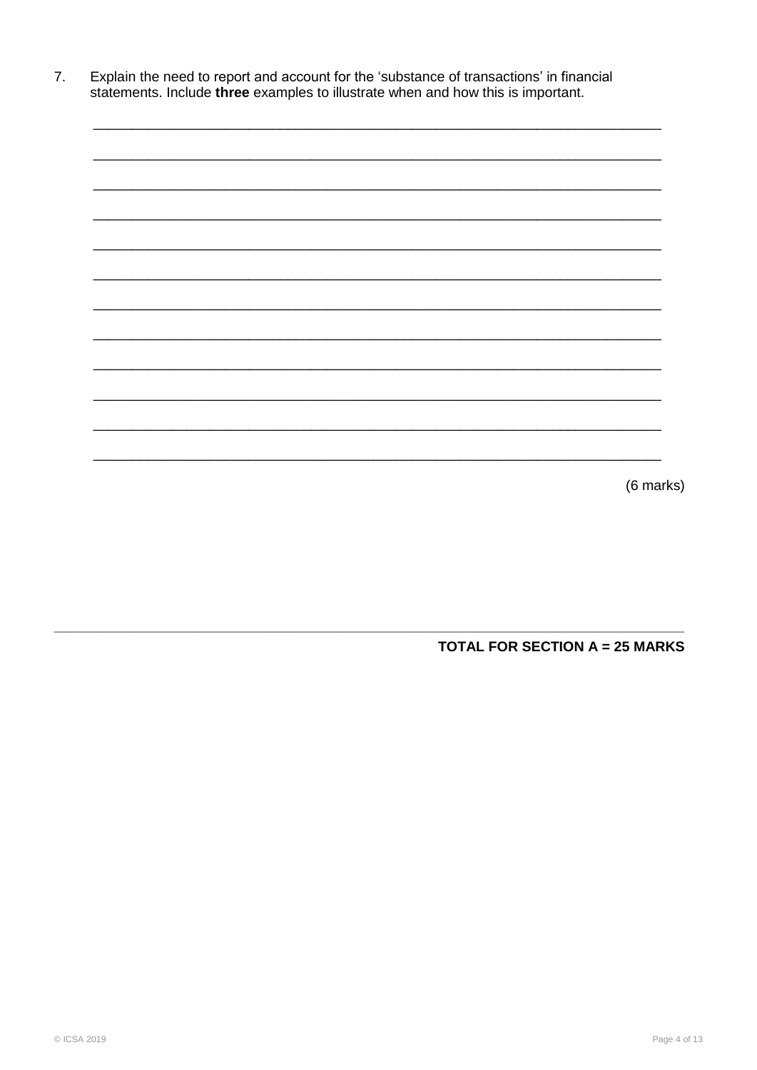7. Explain the need to report and account for the 'substance of transactions' in financial statements. Include **three** examples to illustrate when and how this is important.

(6 marks)

**TOTAL FOR SECTION A = 25 MARKS**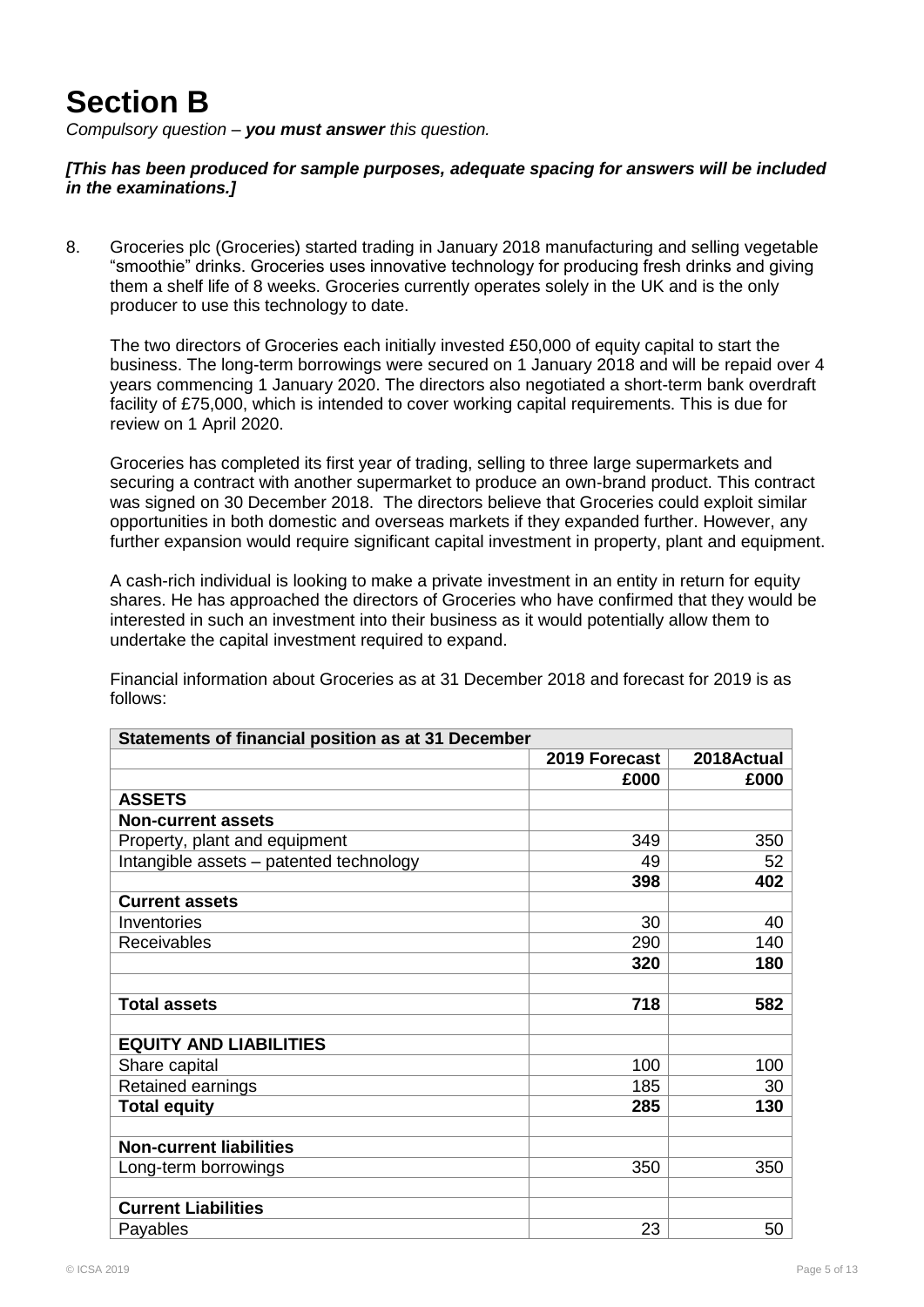# Section B

*Compulsory question – **you must answer** this question.*

***[This has been produced for sample purposes, adequate spacing for answers will be included in the examinations.]***

8. Groceries plc (Groceries) started trading in January 2018 manufacturing and selling vegetable "smoothie" drinks. Groceries uses innovative technology for producing fresh drinks and giving them a shelf life of 8 weeks. Groceries currently operates solely in the UK and is the only producer to use this technology to date.

   The two directors of Groceries each initially invested £50,000 of equity capital to start the business. The long-term borrowings were secured on 1 January 2018 and will be repaid over 4 years commencing 1 January 2020. The directors also negotiated a short-term bank overdraft facility of £75,000, which is intended to cover working capital requirements. This is due for review on 1 April 2020.

   Groceries has completed its first year of trading, selling to three large supermarkets and securing a contract with another supermarket to produce an own-brand product. This contract was signed on 30 December 2018. The directors believe that Groceries could exploit similar opportunities in both domestic and overseas markets if they expanded further. However, any further expansion would require significant capital investment in property, plant and equipment.

   A cash-rich individual is looking to make a private investment in an entity in return for equity shares. He has approached the directors of Groceries who have confirmed that they would be interested in such an investment into their business as it would potentially allow them to undertake the capital investment required to expand.

   Financial information about Groceries as at 31 December 2018 and forecast for 2019 is as follows:

| **Statements of financial position as at 31 December** | | |
|---|---|---|
| | **2019 Forecast** | **2018Actual** |
| | **£000** | **£000** |
| **ASSETS** | | |
| **Non-current assets** | | |
| Property, plant and equipment | 349 | 350 |
| Intangible assets – patented technology | 49 | 52 |
| | **398** | **402** |
| **Current assets** | | |
| Inventories | 30 | 40 |
| Receivables | 290 | 140 |
| | **320** | **180** |
| | | |
| **Total assets** | **718** | **582** |
| | | |
| **EQUITY AND LIABILITIES** | | |
| Share capital | 100 | 100 |
| Retained earnings | 185 | 30 |
| **Total equity** | **285** | **130** |
| | | |
| **Non-current liabilities** | | |
| Long-term borrowings | 350 | 350 |
| | | |
| **Current Liabilities** | | |
| Payables | 23 | 50 |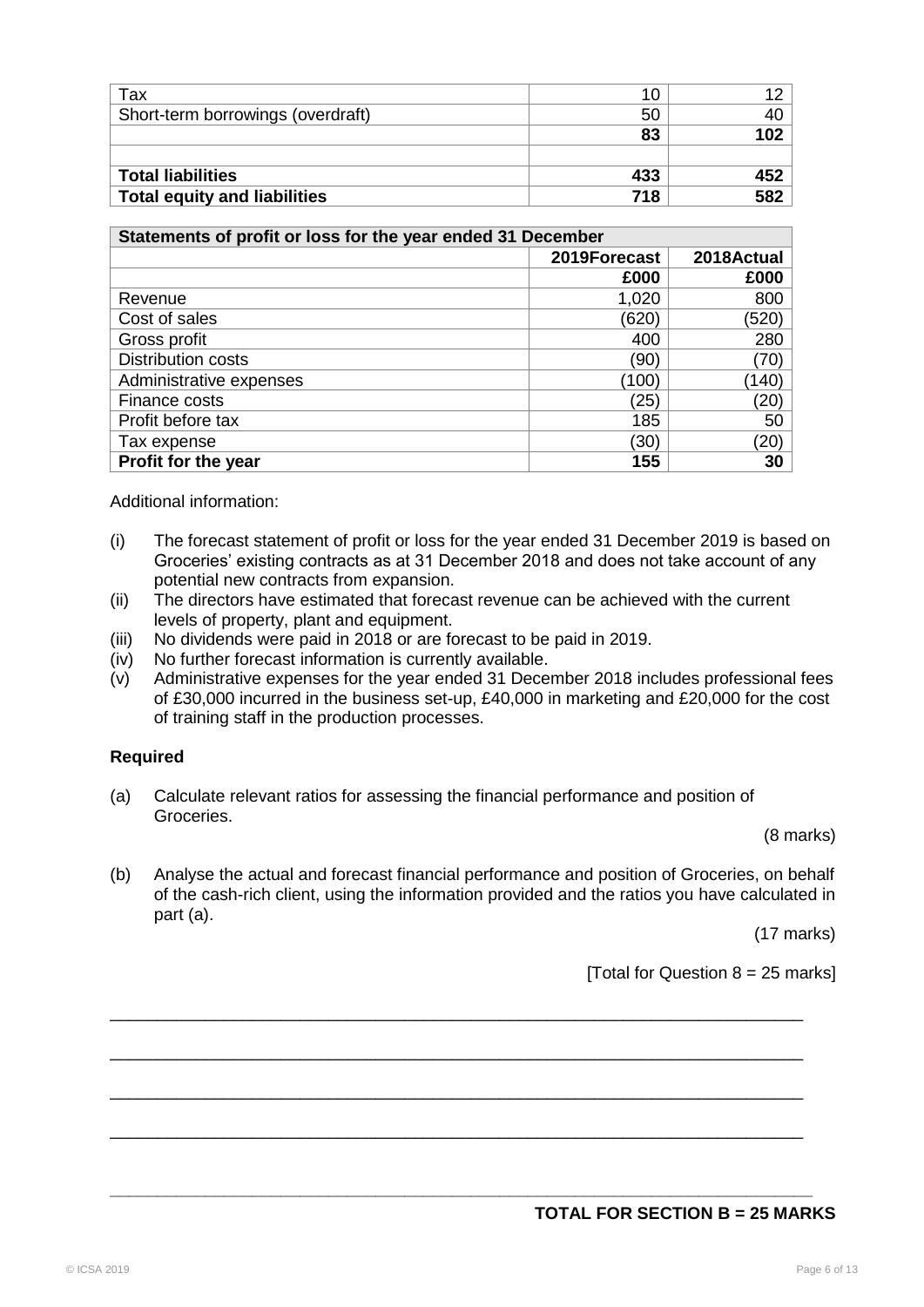| | | |
|---|---|---|
| Tax | 10 | 12 |
| Short-term borrowings (overdraft) | 50 | 40 |
| | **83** | **102** |
| | | |
| **Total liabilities** | **433** | **452** |
| **Total equity and liabilities** | **718** | **582** |

| **Statements of profit or loss for the year ended 31 December** | | |
|---|---|---|
| | **2019Forecast** | **2018Actual** |
| | **£000** | **£000** |
| Revenue | 1,020 | 800 |
| Cost of sales | (620) | (520) |
| Gross profit | 400 | 280 |
| Distribution costs | (90) | (70) |
| Administrative expenses | (100) | (140) |
| Finance costs | (25) | (20) |
| Profit before tax | 185 | 50 |
| Tax expense | (30) | (20) |
| **Profit for the year** | **155** | **30** |

Additional information:

(i) The forecast statement of profit or loss for the year ended 31 December 2019 is based on Groceries' existing contracts as at 31 December 2018 and does not take account of any potential new contracts from expansion.

(ii) The directors have estimated that forecast revenue can be achieved with the current levels of property, plant and equipment.

(iii) No dividends were paid in 2018 or are forecast to be paid in 2019.

(iv) No further forecast information is currently available.

(v) Administrative expenses for the year ended 31 December 2018 includes professional fees of £30,000 incurred in the business set-up, £40,000 in marketing and £20,000 for the cost of training staff in the production processes.

**Required**

(a) Calculate relevant ratios for assessing the financial performance and position of Groceries.

(8 marks)

(b) Analyse the actual and forecast financial performance and position of Groceries, on behalf of the cash-rich client, using the information provided and the ratios you have calculated in part (a).

(17 marks)

[Total for Question 8 = 25 marks]

**TOTAL FOR SECTION B = 25 MARKS**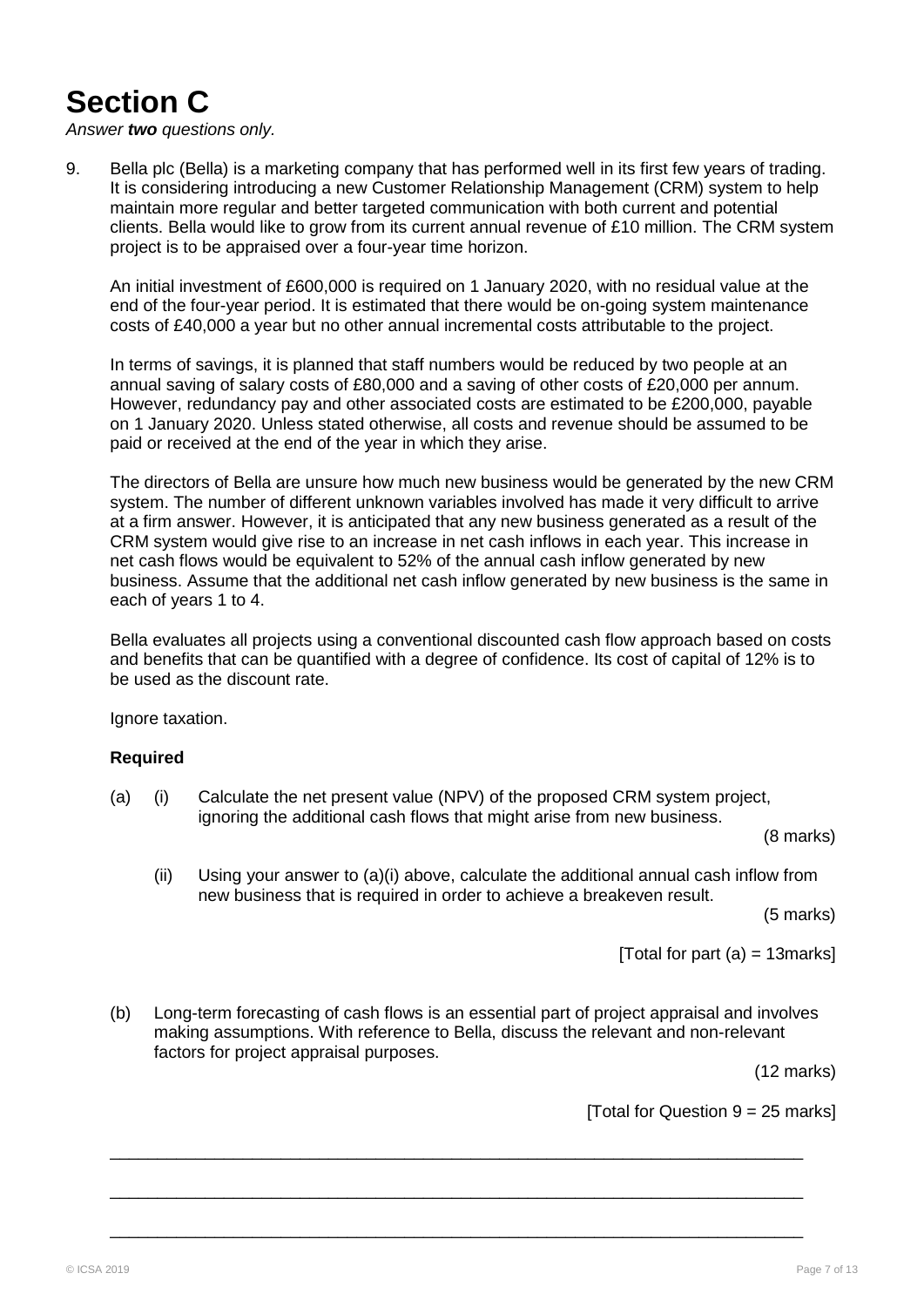# Section C

*Answer **two** questions only.*

9. Bella plc (Bella) is a marketing company that has performed well in its first few years of trading. It is considering introducing a new Customer Relationship Management (CRM) system to help maintain more regular and better targeted communication with both current and potential clients. Bella would like to grow from its current annual revenue of £10 million. The CRM system project is to be appraised over a four-year time horizon.

   An initial investment of £600,000 is required on 1 January 2020, with no residual value at the end of the four-year period. It is estimated that there would be on-going system maintenance costs of £40,000 a year but no other annual incremental costs attributable to the project.

   In terms of savings, it is planned that staff numbers would be reduced by two people at an annual saving of salary costs of £80,000 and a saving of other costs of £20,000 per annum. However, redundancy pay and other associated costs are estimated to be £200,000, payable on 1 January 2020. Unless stated otherwise, all costs and revenue should be assumed to be paid or received at the end of the year in which they arise.

   The directors of Bella are unsure how much new business would be generated by the new CRM system. The number of different unknown variables involved has made it very difficult to arrive at a firm answer. However, it is anticipated that any new business generated as a result of the CRM system would give rise to an increase in net cash inflows in each year. This increase in net cash flows would be equivalent to 52% of the annual cash inflow generated by new business. Assume that the additional net cash inflow generated by new business is the same in each of years 1 to 4.

   Bella evaluates all projects using a conventional discounted cash flow approach based on costs and benefits that can be quantified with a degree of confidence. Its cost of capital of 12% is to be used as the discount rate.

   Ignore taxation.

   **Required**

   (a) (i) Calculate the net present value (NPV) of the proposed CRM system project, ignoring the additional cash flows that might arise from new business.

   (8 marks)

   (ii) Using your answer to (a)(i) above, calculate the additional annual cash inflow from new business that is required in order to achieve a breakeven result.

   (5 marks)

   [Total for part (a) = 13marks]

   (b) Long-term forecasting of cash flows is an essential part of project appraisal and involves making assumptions. With reference to Bella, discuss the relevant and non-relevant factors for project appraisal purposes.

   (12 marks)

   [Total for Question 9 = 25 marks]

___

___

___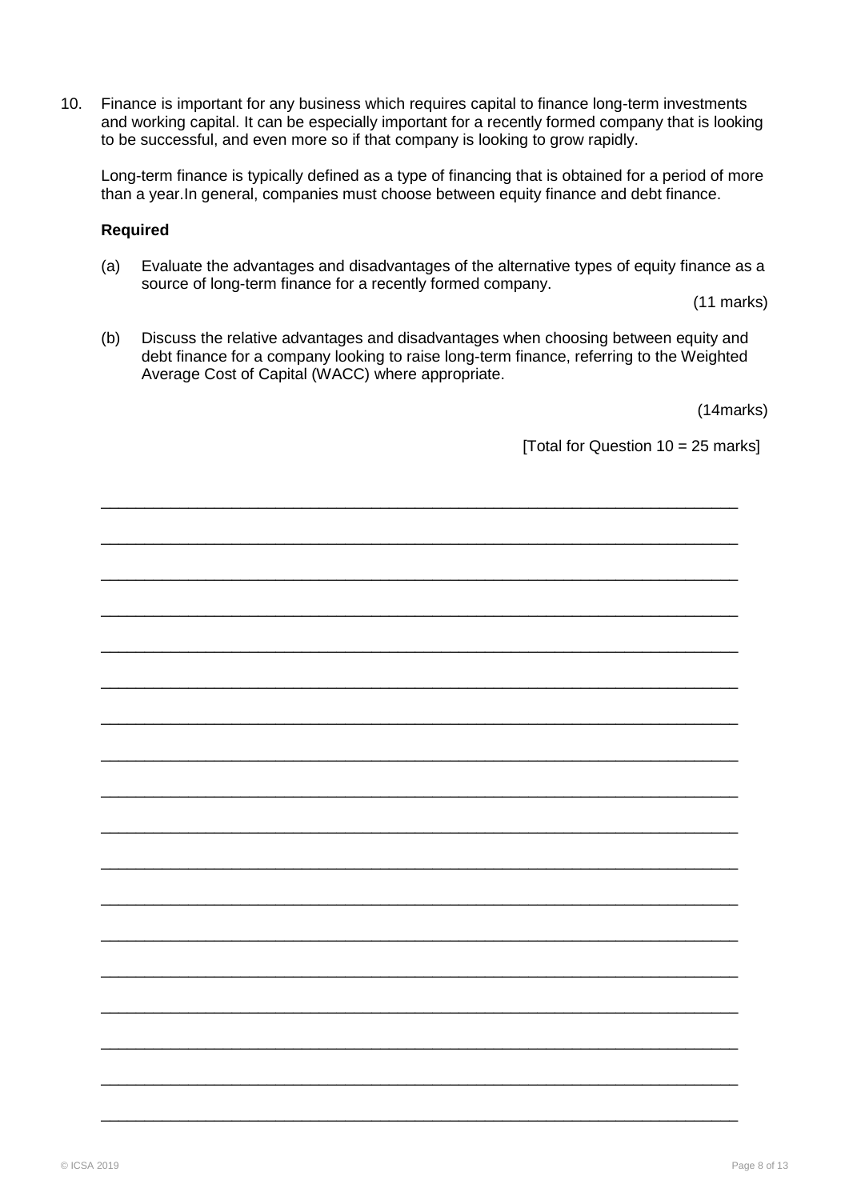10. Finance is important for any business which requires capital to finance long-term investments and working capital. It can be especially important for a recently formed company that is looking to be successful, and even more so if that company is looking to grow rapidly.

    Long-term finance is typically defined as a type of financing that is obtained for a period of more than a year.In general, companies must choose between equity finance and debt finance.

    **Required**

    (a) Evaluate the advantages and disadvantages of the alternative types of equity finance as a source of long-term finance for a recently formed company.

    (11 marks)

    (b) Discuss the relative advantages and disadvantages when choosing between equity and debt finance for a company looking to raise long-term finance, referring to the Weighted Average Cost of Capital (WACC) where appropriate.

    (14marks)

    [Total for Question 10 = 25 marks]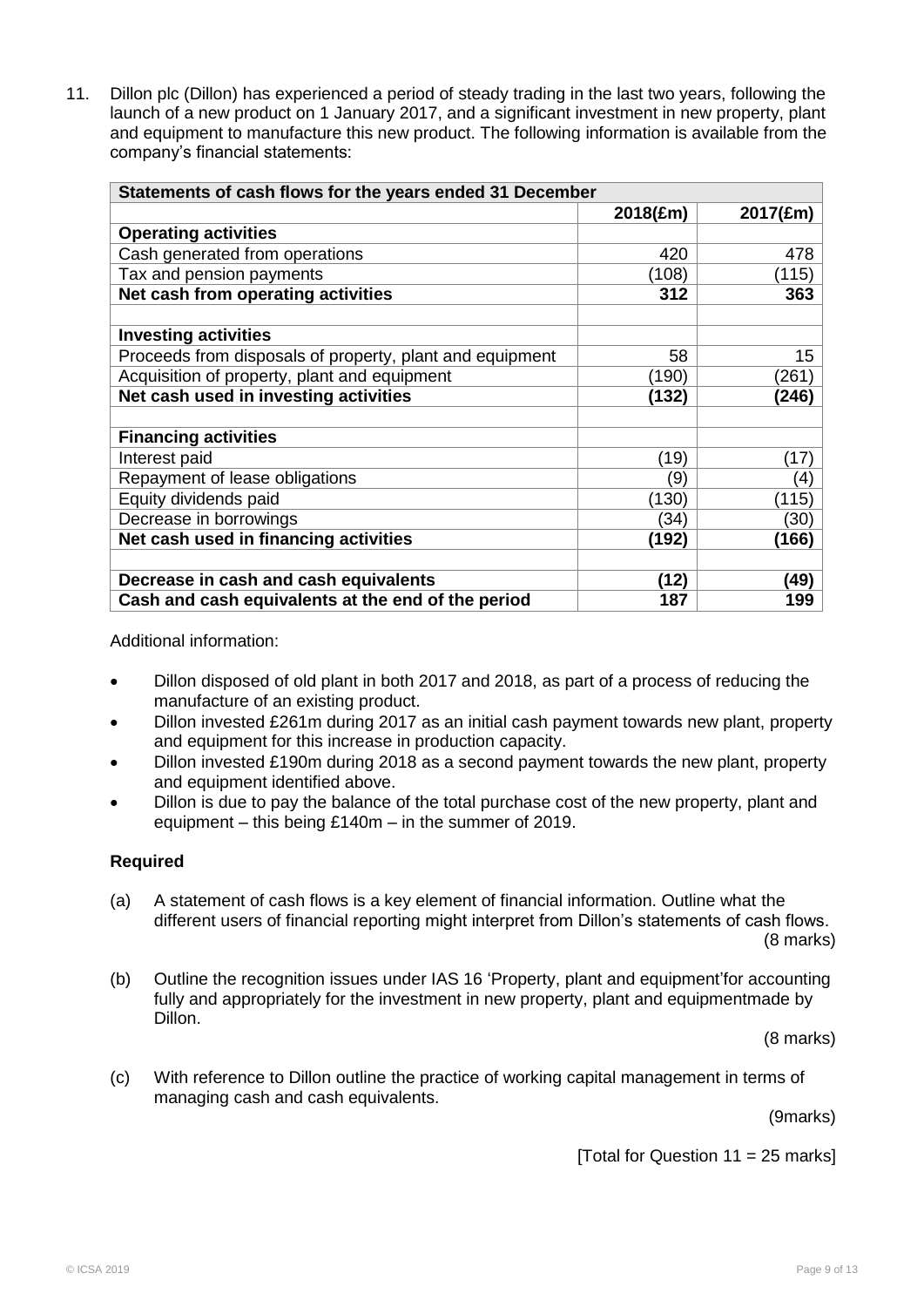11. Dillon plc (Dillon) has experienced a period of steady trading in the last two years, following the launch of a new product on 1 January 2017, and a significant investment in new property, plant and equipment to manufacture this new product. The following information is available from the company's financial statements:

| Statements of cash flows for the years ended 31 December | | |
|---|---|---|
| | **2018(£m)** | **2017(£m)** |
| **Operating activities** | | |
| Cash generated from operations | 420 | 478 |
| Tax and pension payments | (108) | (115) |
| **Net cash from operating activities** | **312** | **363** |
| | | |
| **Investing activities** | | |
| Proceeds from disposals of property, plant and equipment | 58 | 15 |
| Acquisition of property, plant and equipment | (190) | (261) |
| **Net cash used in investing activities** | **(132)** | **(246)** |
| | | |
| **Financing activities** | | |
| Interest paid | (19) | (17) |
| Repayment of lease obligations | (9) | (4) |
| Equity dividends paid | (130) | (115) |
| Decrease in borrowings | (34) | (30) |
| **Net cash used in financing activities** | **(192)** | **(166)** |
| | | |
| **Decrease in cash and cash equivalents** | **(12)** | **(49)** |
| **Cash and cash equivalents at the end of the period** | **187** | **199** |

Additional information:

- Dillon disposed of old plant in both 2017 and 2018, as part of a process of reducing the manufacture of an existing product.
- Dillon invested £261m during 2017 as an initial cash payment towards new plant, property and equipment for this increase in production capacity.
- Dillon invested £190m during 2018 as a second payment towards the new plant, property and equipment identified above.
- Dillon is due to pay the balance of the total purchase cost of the new property, plant and equipment – this being £140m – in the summer of 2019.

**Required**

(a) A statement of cash flows is a key element of financial information. Outline what the different users of financial reporting might interpret from Dillon's statements of cash flows. (8 marks)

(b) Outline the recognition issues under IAS 16 'Property, plant and equipment'for accounting fully and appropriately for the investment in new property, plant and equipmentmade by Dillon. (8 marks)

(c) With reference to Dillon outline the practice of working capital management in terms of managing cash and cash equivalents. (9marks)

[Total for Question 11 = 25 marks]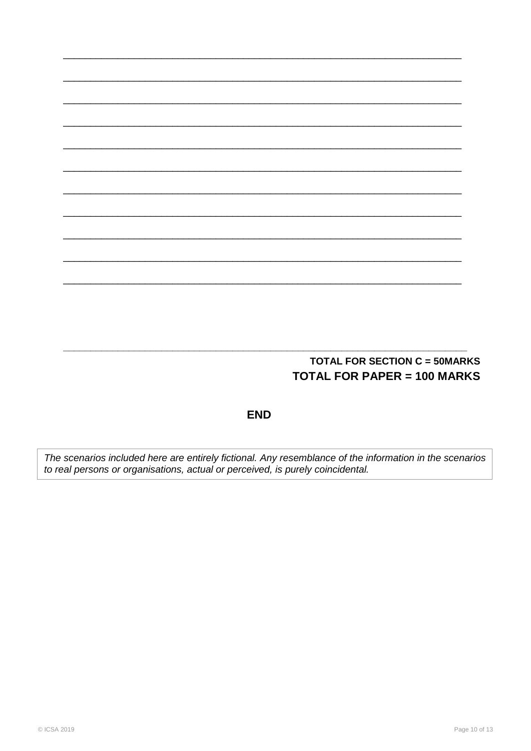**TOTAL FOR SECTION C = 50MARKS**

**TOTAL FOR PAPER = 100 MARKS**

**END**

*The scenarios included here are entirely fictional. Any resemblance of the information in the scenarios to real persons or organisations, actual or perceived, is purely coincidental.*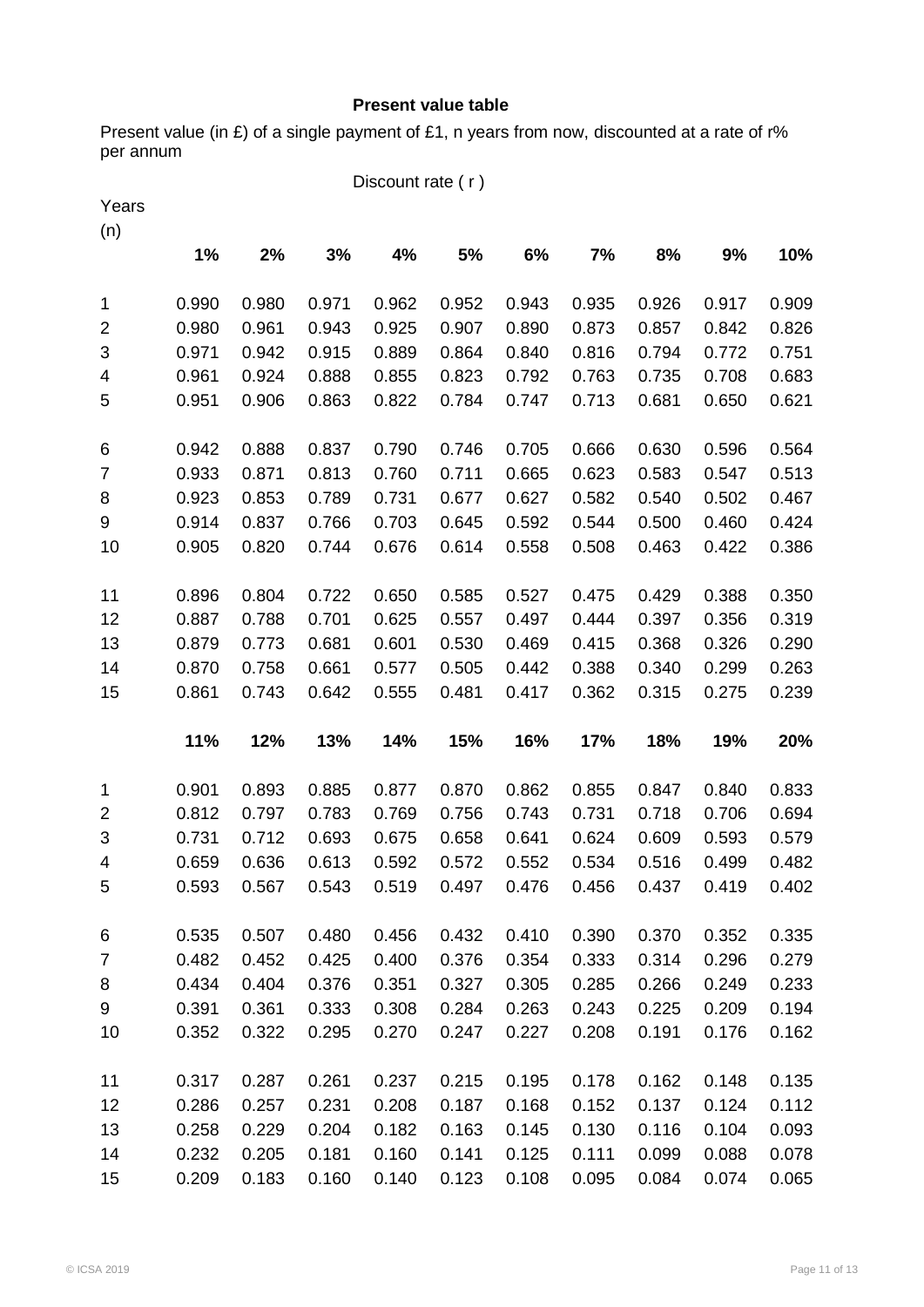**Present value table**

Present value (in £) of a single payment of £1, n years from now, discounted at a rate of r% per annum

Discount rate ( r )

| Years (n) | 1% | 2% | 3% | 4% | 5% | 6% | 7% | 8% | 9% | 10% |
|---|---|---|---|---|---|---|---|---|---|---|
| 1 | 0.990 | 0.980 | 0.971 | 0.962 | 0.952 | 0.943 | 0.935 | 0.926 | 0.917 | 0.909 |
| 2 | 0.980 | 0.961 | 0.943 | 0.925 | 0.907 | 0.890 | 0.873 | 0.857 | 0.842 | 0.826 |
| 3 | 0.971 | 0.942 | 0.915 | 0.889 | 0.864 | 0.840 | 0.816 | 0.794 | 0.772 | 0.751 |
| 4 | 0.961 | 0.924 | 0.888 | 0.855 | 0.823 | 0.792 | 0.763 | 0.735 | 0.708 | 0.683 |
| 5 | 0.951 | 0.906 | 0.863 | 0.822 | 0.784 | 0.747 | 0.713 | 0.681 | 0.650 | 0.621 |
| 6 | 0.942 | 0.888 | 0.837 | 0.790 | 0.746 | 0.705 | 0.666 | 0.630 | 0.596 | 0.564 |
| 7 | 0.933 | 0.871 | 0.813 | 0.760 | 0.711 | 0.665 | 0.623 | 0.583 | 0.547 | 0.513 |
| 8 | 0.923 | 0.853 | 0.789 | 0.731 | 0.677 | 0.627 | 0.582 | 0.540 | 0.502 | 0.467 |
| 9 | 0.914 | 0.837 | 0.766 | 0.703 | 0.645 | 0.592 | 0.544 | 0.500 | 0.460 | 0.424 |
| 10 | 0.905 | 0.820 | 0.744 | 0.676 | 0.614 | 0.558 | 0.508 | 0.463 | 0.422 | 0.386 |
| 11 | 0.896 | 0.804 | 0.722 | 0.650 | 0.585 | 0.527 | 0.475 | 0.429 | 0.388 | 0.350 |
| 12 | 0.887 | 0.788 | 0.701 | 0.625 | 0.557 | 0.497 | 0.444 | 0.397 | 0.356 | 0.319 |
| 13 | 0.879 | 0.773 | 0.681 | 0.601 | 0.530 | 0.469 | 0.415 | 0.368 | 0.326 | 0.290 |
| 14 | 0.870 | 0.758 | 0.661 | 0.577 | 0.505 | 0.442 | 0.388 | 0.340 | 0.299 | 0.263 |
| 15 | 0.861 | 0.743 | 0.642 | 0.555 | 0.481 | 0.417 | 0.362 | 0.315 | 0.275 | 0.239 |

| Years (n) | 11% | 12% | 13% | 14% | 15% | 16% | 17% | 18% | 19% | 20% |
|---|---|---|---|---|---|---|---|---|---|---|
| 1 | 0.901 | 0.893 | 0.885 | 0.877 | 0.870 | 0.862 | 0.855 | 0.847 | 0.840 | 0.833 |
| 2 | 0.812 | 0.797 | 0.783 | 0.769 | 0.756 | 0.743 | 0.731 | 0.718 | 0.706 | 0.694 |
| 3 | 0.731 | 0.712 | 0.693 | 0.675 | 0.658 | 0.641 | 0.624 | 0.609 | 0.593 | 0.579 |
| 4 | 0.659 | 0.636 | 0.613 | 0.592 | 0.572 | 0.552 | 0.534 | 0.516 | 0.499 | 0.482 |
| 5 | 0.593 | 0.567 | 0.543 | 0.519 | 0.497 | 0.476 | 0.456 | 0.437 | 0.419 | 0.402 |
| 6 | 0.535 | 0.507 | 0.480 | 0.456 | 0.432 | 0.410 | 0.390 | 0.370 | 0.352 | 0.335 |
| 7 | 0.482 | 0.452 | 0.425 | 0.400 | 0.376 | 0.354 | 0.333 | 0.314 | 0.296 | 0.279 |
| 8 | 0.434 | 0.404 | 0.376 | 0.351 | 0.327 | 0.305 | 0.285 | 0.266 | 0.249 | 0.233 |
| 9 | 0.391 | 0.361 | 0.333 | 0.308 | 0.284 | 0.263 | 0.243 | 0.225 | 0.209 | 0.194 |
| 10 | 0.352 | 0.322 | 0.295 | 0.270 | 0.247 | 0.227 | 0.208 | 0.191 | 0.176 | 0.162 |
| 11 | 0.317 | 0.287 | 0.261 | 0.237 | 0.215 | 0.195 | 0.178 | 0.162 | 0.148 | 0.135 |
| 12 | 0.286 | 0.257 | 0.231 | 0.208 | 0.187 | 0.168 | 0.152 | 0.137 | 0.124 | 0.112 |
| 13 | 0.258 | 0.229 | 0.204 | 0.182 | 0.163 | 0.145 | 0.130 | 0.116 | 0.104 | 0.093 |
| 14 | 0.232 | 0.205 | 0.181 | 0.160 | 0.141 | 0.125 | 0.111 | 0.099 | 0.088 | 0.078 |
| 15 | 0.209 | 0.183 | 0.160 | 0.140 | 0.123 | 0.108 | 0.095 | 0.084 | 0.074 | 0.065 |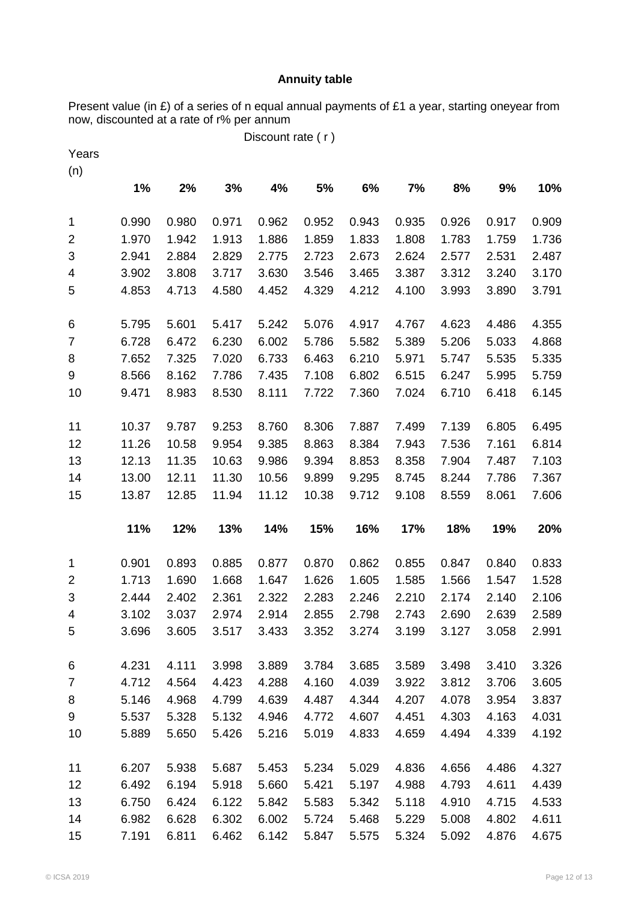# Annuity table

Present value (in £) of a series of n equal annual payments of £1 a year, starting oneyear from now, discounted at a rate of r% per annum

Discount rate ( r )

| Years (n) | 1% | 2% | 3% | 4% | 5% | 6% | 7% | 8% | 9% | 10% |
|---|---|---|---|---|---|---|---|---|---|---|
| 1 | 0.990 | 0.980 | 0.971 | 0.962 | 0.952 | 0.943 | 0.935 | 0.926 | 0.917 | 0.909 |
| 2 | 1.970 | 1.942 | 1.913 | 1.886 | 1.859 | 1.833 | 1.808 | 1.783 | 1.759 | 1.736 |
| 3 | 2.941 | 2.884 | 2.829 | 2.775 | 2.723 | 2.673 | 2.624 | 2.577 | 2.531 | 2.487 |
| 4 | 3.902 | 3.808 | 3.717 | 3.630 | 3.546 | 3.465 | 3.387 | 3.312 | 3.240 | 3.170 |
| 5 | 4.853 | 4.713 | 4.580 | 4.452 | 4.329 | 4.212 | 4.100 | 3.993 | 3.890 | 3.791 |
| 6 | 5.795 | 5.601 | 5.417 | 5.242 | 5.076 | 4.917 | 4.767 | 4.623 | 4.486 | 4.355 |
| 7 | 6.728 | 6.472 | 6.230 | 6.002 | 5.786 | 5.582 | 5.389 | 5.206 | 5.033 | 4.868 |
| 8 | 7.652 | 7.325 | 7.020 | 6.733 | 6.463 | 6.210 | 5.971 | 5.747 | 5.535 | 5.335 |
| 9 | 8.566 | 8.162 | 7.786 | 7.435 | 7.108 | 6.802 | 6.515 | 6.247 | 5.995 | 5.759 |
| 10 | 9.471 | 8.983 | 8.530 | 8.111 | 7.722 | 7.360 | 7.024 | 6.710 | 6.418 | 6.145 |
| 11 | 10.37 | 9.787 | 9.253 | 8.760 | 8.306 | 7.887 | 7.499 | 7.139 | 6.805 | 6.495 |
| 12 | 11.26 | 10.58 | 9.954 | 9.385 | 8.863 | 8.384 | 7.943 | 7.536 | 7.161 | 6.814 |
| 13 | 12.13 | 11.35 | 10.63 | 9.986 | 9.394 | 8.853 | 8.358 | 7.904 | 7.487 | 7.103 |
| 14 | 13.00 | 12.11 | 11.30 | 10.56 | 9.899 | 9.295 | 8.745 | 8.244 | 7.786 | 7.367 |
| 15 | 13.87 | 12.85 | 11.94 | 11.12 | 10.38 | 9.712 | 9.108 | 8.559 | 8.061 | 7.606 |

| Years (n) | 11% | 12% | 13% | 14% | 15% | 16% | 17% | 18% | 19% | 20% |
|---|---|---|---|---|---|---|---|---|---|---|
| 1 | 0.901 | 0.893 | 0.885 | 0.877 | 0.870 | 0.862 | 0.855 | 0.847 | 0.840 | 0.833 |
| 2 | 1.713 | 1.690 | 1.668 | 1.647 | 1.626 | 1.605 | 1.585 | 1.566 | 1.547 | 1.528 |
| 3 | 2.444 | 2.402 | 2.361 | 2.322 | 2.283 | 2.246 | 2.210 | 2.174 | 2.140 | 2.106 |
| 4 | 3.102 | 3.037 | 2.974 | 2.914 | 2.855 | 2.798 | 2.743 | 2.690 | 2.639 | 2.589 |
| 5 | 3.696 | 3.605 | 3.517 | 3.433 | 3.352 | 3.274 | 3.199 | 3.127 | 3.058 | 2.991 |
| 6 | 4.231 | 4.111 | 3.998 | 3.889 | 3.784 | 3.685 | 3.589 | 3.498 | 3.410 | 3.326 |
| 7 | 4.712 | 4.564 | 4.423 | 4.288 | 4.160 | 4.039 | 3.922 | 3.812 | 3.706 | 3.605 |
| 8 | 5.146 | 4.968 | 4.799 | 4.639 | 4.487 | 4.344 | 4.207 | 4.078 | 3.954 | 3.837 |
| 9 | 5.537 | 5.328 | 5.132 | 4.946 | 4.772 | 4.607 | 4.451 | 4.303 | 4.163 | 4.031 |
| 10 | 5.889 | 5.650 | 5.426 | 5.216 | 5.019 | 4.833 | 4.659 | 4.494 | 4.339 | 4.192 |
| 11 | 6.207 | 5.938 | 5.687 | 5.453 | 5.234 | 5.029 | 4.836 | 4.656 | 4.486 | 4.327 |
| 12 | 6.492 | 6.194 | 5.918 | 5.660 | 5.421 | 5.197 | 4.988 | 4.793 | 4.611 | 4.439 |
| 13 | 6.750 | 6.424 | 6.122 | 5.842 | 5.583 | 5.342 | 5.118 | 4.910 | 4.715 | 4.533 |
| 14 | 6.982 | 6.628 | 6.302 | 6.002 | 5.724 | 5.468 | 5.229 | 5.008 | 4.802 | 4.611 |
| 15 | 7.191 | 6.811 | 6.462 | 6.142 | 5.847 | 5.575 | 5.324 | 5.092 | 4.876 | 4.675 |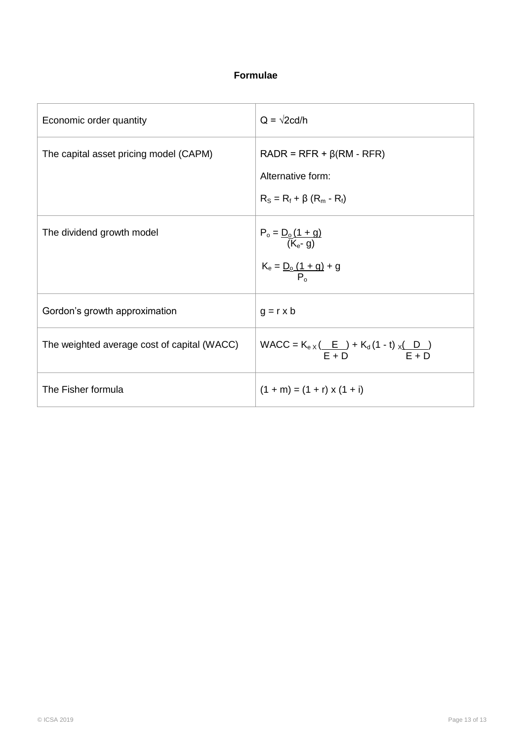**Formulae**

| | |
|---|---|
| Economic order quantity | $Q = \sqrt{2cd/h}$ |
| The capital asset pricing model (CAPM) | $RADR = RFR + \beta(RM - RFR)$<br>Alternative form:<br>$R_S = R_f + \beta\,(R_m - R_f)$ |
| The dividend growth model | $P_o = \dfrac{D_o\,(1 + g)}{(K_e - g)}$<br>$K_e = \dfrac{D_o\,(1 + g)}{P_o} + g$ |
| Gordon's growth approximation | $g = r \times b$ |
| The weighted average cost of capital (WACC) | $WACC = K_e \times \left(\dfrac{E}{E + D}\right) + K_d\,(1 - t) \times \left(\dfrac{D}{E + D}\right)$ |
| The Fisher formula | $(1 + m) = (1 + r) \times (1 + i)$ |